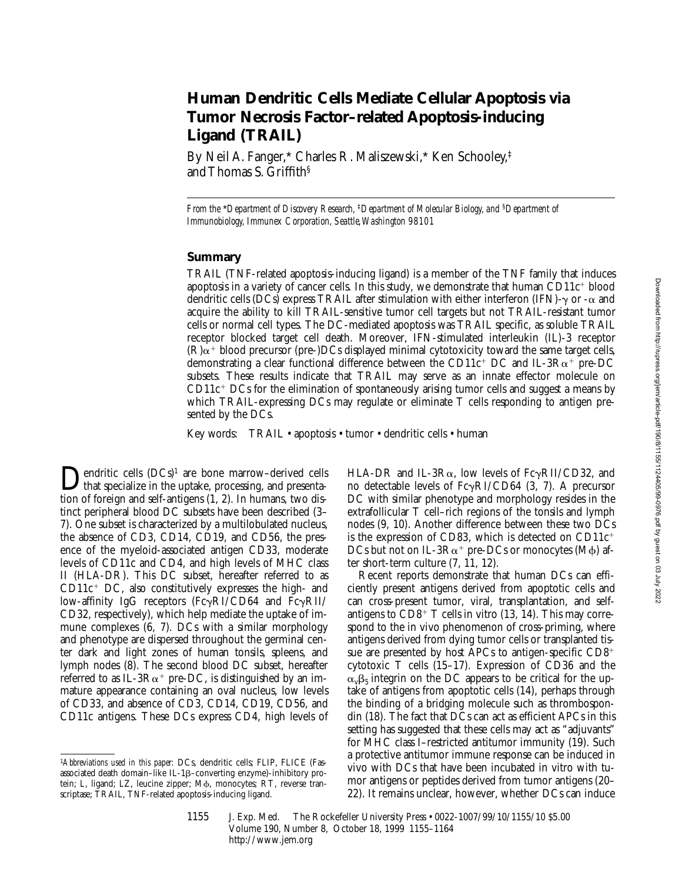# Human Dendritic Cells Mediate Cellular Apoptosis via Tumor Necrosis Factor–related Apoptosis-inducing Ligand (TRAIL)

By Neil A. Fanger,* Charles R. Maliszewski,* Ken Schooley,‡ and Thomas S. Griffith§

*From the \*Department of Discovery Research, ‡Department of Molecular Biology, and §Department of Immunobiology, Immunex Corporation, Seattle, Washington 98101*

## Summary

TRAIL (TNF-related apoptosis-inducing ligand) is a member of the TNF family that induces apoptosis in a variety of cancer cells. In this study, we demonstrate that human CD11c$^+$ blood dendritic cells (DCs) express TRAIL after stimulation with either interferon (IFN)-$\gamma$ or -$\alpha$ and acquire the ability to kill TRAIL-sensitive tumor cell targets but not TRAIL-resistant tumor cells or normal cell types. The DC-mediated apoptosis was TRAIL specific, as soluble TRAIL receptor blocked target cell death. Moreover, IFN-stimulated interleukin (IL)-3 receptor (R)$\alpha^+$ blood precursor (pre-)DCs displayed minimal cytotoxicity toward the same target cells, demonstrating a clear functional difference between the CD11c$^+$ DC and IL-3R$\alpha^+$ pre-DC subsets. These results indicate that TRAIL may serve as an innate effector molecule on CD11c$^+$ DCs for the elimination of spontaneously arising tumor cells and suggest a means by which TRAIL-expressing DCs may regulate or eliminate T cells responding to antigen presented by the DCs.

Key words: TRAIL • apoptosis • tumor • dendritic cells • human

Dendritic cells (DCs)[1] are bone marrow–derived cells that specialize in the uptake, processing, and presentation of foreign and self-antigens (1, 2). In humans, two distinct peripheral blood DC subsets have been described (3–7). One subset is characterized by a multilobulated nucleus, the absence of CD3, CD14, CD19, and CD56, the presence of the myeloid-associated antigen CD33, moderate levels of CD11c and CD4, and high levels of MHC class II (HLA-DR). This DC subset, hereafter referred to as CD11c$^+$ DC, also constitutively expresses the high- and low-affinity IgG receptors (Fc$\gamma$RI/CD64 and Fc$\gamma$RII/CD32, respectively), which help mediate the uptake of immune complexes (6, 7). DCs with a similar morphology and phenotype are dispersed throughout the germinal center dark and light zones of human tonsils, spleens, and lymph nodes (8). The second blood DC subset, hereafter referred to as IL-3R$\alpha^+$ pre-DC, is distinguished by an immature appearance containing an oval nucleus, low levels of CD33, and absence of CD3, CD14, CD19, CD56, and CD11c antigens. These DCs express CD4, high levels of HLA-DR and IL-3R$\alpha$, low levels of Fc$\gamma$RII/CD32, and no detectable levels of Fc$\gamma$RI/CD64 (3, 7). A precursor DC with similar phenotype and morphology resides in the extrafollicular T cell–rich regions of the tonsils and lymph nodes (9, 10). Another difference between these two DCs is the expression of CD83, which is detected on CD11c$^+$ DCs but not on IL-3R$\alpha^+$ pre-DCs or monocytes (M$\phi$) after short-term culture (7, 11, 12).

Recent reports demonstrate that human DCs can efficiently present antigens derived from apoptotic cells and can cross-present tumor, viral, transplantation, and self-antigens to CD8$^+$ T cells in vitro (13, 14). This may correspond to the in vivo phenomenon of cross-priming, where antigens derived from dying tumor cells or transplanted tissue are presented by host APCs to antigen-specific CD8$^+$ cytotoxic T cells (15–17). Expression of CD36 and the $\alpha_v\beta_5$ integrin on the DC appears to be critical for the uptake of antigens from apoptotic cells (14), perhaps through the binding of a bridging molecule such as thrombospondin (18). The fact that DCs can act as efficient APCs in this setting has suggested that these cells may act as "adjuvants" for MHC class I–restricted antitumor immunity (19). Such a protective antitumor immune response can be induced in vivo with DCs that have been incubated in vitro with tumor antigens or peptides derived from tumor antigens (20–22). It remains unclear, however, whether DCs can induce

[1]*Abbreviations used in this paper:* DCs, dendritic cells; FLIP, FLICE (Fas-associated death domain–like IL-1$\beta$–converting enzyme)-inhibitory protein; L, ligand; LZ, leucine zipper; M$\phi$, monocytes; RT, reverse transcriptase; TRAIL, TNF-related apoptosis-inducing ligand.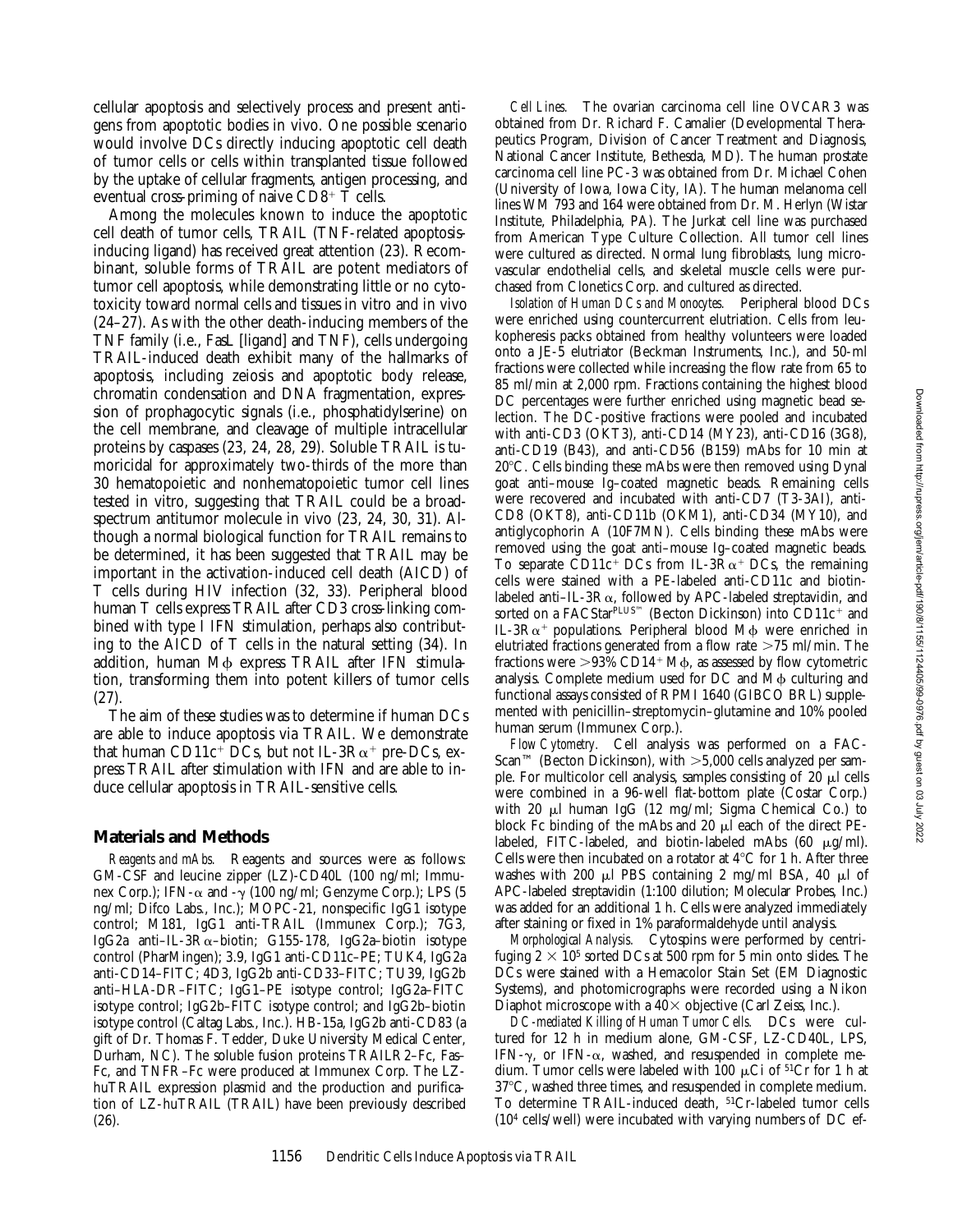cellular apoptosis and selectively process and present antigens from apoptotic bodies in vivo. One possible scenario would involve DCs directly inducing apoptotic cell death of tumor cells or cells within transplanted tissue followed by the uptake of cellular fragments, antigen processing, and eventual cross-priming of naive $CD8^+$ T cells.

Among the molecules known to induce the apoptotic cell death of tumor cells, TRAIL (TNF-related apoptosis-inducing ligand) has received great attention (23). Recombinant, soluble forms of TRAIL are potent mediators of tumor cell apoptosis, while demonstrating little or no cytotoxicity toward normal cells and tissues in vitro and in vivo (24–27). As with the other death-inducing members of the TNF family (i.e., FasL [ligand] and TNF), cells undergoing TRAIL-induced death exhibit many of the hallmarks of apoptosis, including zeiosis and apoptotic body release, chromatin condensation and DNA fragmentation, expression of prophagocytic signals (i.e., phosphatidylserine) on the cell membrane, and cleavage of multiple intracellular proteins by caspases (23, 24, 28, 29). Soluble TRAIL is tumoricidal for approximately two-thirds of the more than 30 hematopoietic and nonhematopoietic tumor cell lines tested in vitro, suggesting that TRAIL could be a broad-spectrum antitumor molecule in vivo (23, 24, 30, 31). Although a normal biological function for TRAIL remains to be determined, it has been suggested that TRAIL may be important in the activation-induced cell death (AICD) of T cells during HIV infection (32, 33). Peripheral blood human T cells express TRAIL after CD3 cross-linking combined with type I IFN stimulation, perhaps also contributing to the AICD of T cells in the natural setting (34). In addition, human MΦ express TRAIL after IFN stimulation, transforming them into potent killers of tumor cells (27).

The aim of these studies was to determine if human DCs are able to induce apoptosis via TRAIL. We demonstrate that human $CD11c^+$ DCs, but not IL-$3R\alpha^+$ pre-DCs, express TRAIL after stimulation with IFN and are able to induce cellular apoptosis in TRAIL-sensitive cells.

## Materials and Methods

*Reagents and mAbs.* Reagents and sources were as follows: GM-CSF and leucine zipper (LZ)-CD40L (100 ng/ml; Immunex Corp.); IFN-α and -γ (100 ng/ml; Genzyme Corp.); LPS (5 ng/ml; Difco Labs., Inc.); MOPC-21, nonspecific IgG1 isotype control; M181, IgG1 anti-TRAIL (Immunex Corp.); 7G3, IgG2a anti–IL-3Rα–biotin; G155-178, IgG2a–biotin isotype control (PharMingen); 3.9, IgG1 anti-CD11c–PE; TUK4, IgG2a anti-CD14–FITC; 4D3, IgG2b anti-CD33–FITC; TU39, IgG2b anti–HLA-DR–FITC; IgG1-PE isotype control; IgG2a–FITC isotype control; IgG2b–FITC isotype control; and IgG2b–biotin isotype control (Caltag Labs., Inc.). HB-15a, IgG2b anti-CD83 (a gift of Dr. Thomas F. Tedder, Duke University Medical Center, Durham, NC). The soluble fusion proteins TRAILR2–Fc, Fas–Fc, and TNFR–Fc were produced at Immunex Corp. The LZ-huTRAIL expression plasmid and the production and purification of LZ-huTRAIL (TRAIL) have been previously described (26).

*Cell Lines.* The ovarian carcinoma cell line OVCAR3 was obtained from Dr. Richard F. Camalier (Developmental Therapeutics Program, Division of Cancer Treatment and Diagnosis, National Cancer Institute, Bethesda, MD). The human prostate carcinoma cell line PC-3 was obtained from Dr. Michael Cohen (University of Iowa, Iowa City, IA). The human melanoma cell lines WM 793 and 164 were obtained from Dr. M. Herlyn (Wistar Institute, Philadelphia, PA). The Jurkat cell line was purchased from American Type Culture Collection. All tumor cell lines were cultured as directed. Normal lung fibroblasts, lung microvascular endothelial cells, and skeletal muscle cells were purchased from Clonetics Corp. and cultured as directed.

*Isolation of Human DCs and Monocytes.* Peripheral blood DCs were enriched using countercurrent elutriation. Cells from leukopheresis packs obtained from healthy volunteers were loaded onto a JE-5 elutriator (Beckman Instruments, Inc.), and 50-ml fractions were collected while increasing the flow rate from 65 to 85 ml/min at 2,000 rpm. Fractions containing the highest blood DC percentages were further enriched using magnetic bead selection. The DC-positive fractions were pooled and incubated with anti-CD3 (OKT3), anti-CD14 (MY23), anti-CD16 (3G8), anti-CD19 (B43), and anti-CD56 (B159) mAbs for 10 min at 20°C. Cells binding these mAbs were then removed using Dynal goat anti–mouse Ig–coated magnetic beads. Remaining cells were recovered and incubated with anti-CD7 (T3-3A1), anti-CD8 (OKT8), anti-CD11b (OKM1), anti-CD34 (MY10), and antiglycophorin A (10F7MN). Cells binding these mAbs were removed using the goat anti–mouse Ig–coated magnetic beads. To separate $CD11c^+$ DCs from IL-$3R\alpha^+$ DCs, the remaining cells were stained with a PE-labeled anti-CD11c and biotin-labeled anti–IL-3Rα, followed by APC-labeled streptavidin, and sorted on a FACStar$^{PLUS™}$ (Becton Dickinson) into $CD11c^+$ and IL-$3R\alpha^+$ populations. Peripheral blood MΦ were enriched in elutriated fractions generated from a flow rate >75 ml/min. The fractions were >93% $CD14^+$ MΦ, as assessed by flow cytometric analysis. Complete medium used for DC and MΦ culturing and functional assays consisted of RPMI 1640 (GIBCO BRL) supplemented with penicillin–streptomycin–glutamine and 10% pooled human serum (Immunex Corp.).

*Flow Cytometry.* Cell analysis was performed on a FACScan™ (Becton Dickinson), with >5,000 cells analyzed per sample. For multicolor cell analysis, samples consisting of 20 μl cells were combined in a 96-well flat-bottom plate (Costar Corp.) with 20 μl human IgG (12 mg/ml; Sigma Chemical Co.) to block Fc binding of the mAbs and 20 μl each of the direct PE-labeled, FITC-labeled, and biotin-labeled mAbs (60 μg/ml). Cells were then incubated on a rotator at 4°C for 1 h. After three washes with 200 μl PBS containing 2 mg/ml BSA, 40 μl of APC-labeled streptavidin (1:100 dilution; Molecular Probes, Inc.) was added for an additional 1 h. Cells were analyzed immediately after staining or fixed in 1% paraformaldehyde until analysis.

*Morphological Analysis.* Cytospins were performed by centrifuging $2 \times 10^5$ sorted DCs at 500 rpm for 5 min onto slides. The DCs were stained with a Hemacolor Stain Set (EM Diagnostic Systems), and photomicrographs were recorded using a Nikon Diaphot microscope with a 40× objective (Carl Zeiss, Inc.).

*DC-mediated Killing of Human Tumor Cells.* DCs were cultured for 12 h in medium alone, GM-CSF, LZ-CD40L, LPS, IFN-γ, or IFN-α, washed, and resuspended in complete medium. Tumor cells were labeled with 100 μCi of $^{51}$Cr for 1 h at 37°C, washed three times, and resuspended in complete medium. To determine TRAIL-induced death, $^{51}$Cr-labeled tumor cells ($10^4$ cells/well) were incubated with varying numbers of DC ef-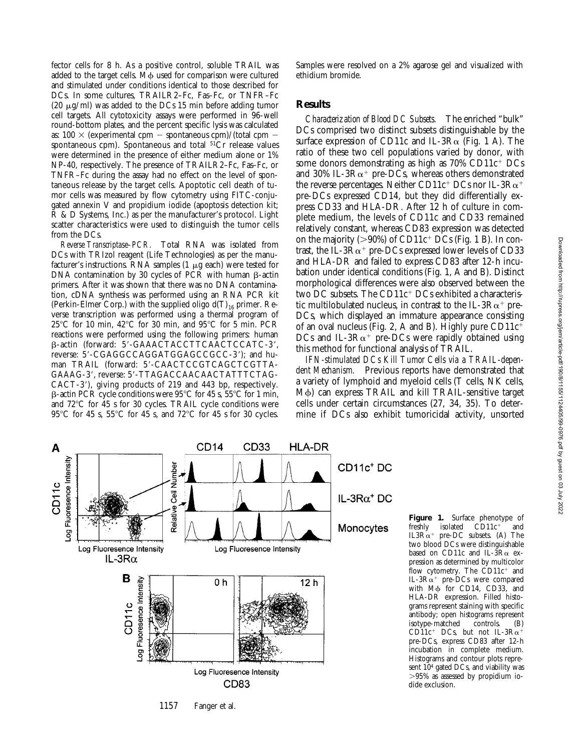fector cells for 8 h. As a positive control, soluble TRAIL was added to the target cells. MΦ used for comparison were cultured and stimulated under conditions identical to those described for DCs. In some cultures, TRAILR2–Fc, Fas–Fc, or TNFR–Fc (20 μg/ml) was added to the DCs 15 min before adding tumor cell targets. All cytotoxicity assays were performed in 96-well round-bottom plates, and the percent specific lysis was calculated as: 100 × (experimental cpm − spontaneous cpm)/(total cpm − spontaneous cpm). Spontaneous and total $^{51}$Cr release values were determined in the presence of either medium alone or 1% NP-40, respectively. The presence of TRAILR2–Fc, Fas–Fc, or TNFR–Fc during the assay had no effect on the level of spontaneous release by the target cells. Apoptotic cell death of tumor cells was measured by flow cytometry using FITC-conjugated annexin V and propidium iodide (apoptosis detection kit; R & D Systems, Inc.) as per the manufacturer's protocol. Light scatter characteristics were used to distinguish the tumor cells from the DCs.

*Reverse Transcriptase–PCR.* Total RNA was isolated from DCs with TRIzol reagent (Life Technologies) as per the manufacturer's instructions. RNA samples (1 μg each) were tested for DNA contamination by 30 cycles of PCR with human β-actin primers. After it was shown that there was no DNA contamination, cDNA synthesis was performed using an RNA PCR kit (Perkin-Elmer Corp.) with the supplied oligo $d(T)_{16}$ primer. Reverse transcription was performed using a thermal program of 25°C for 10 min, 42°C for 30 min, and 95°C for 5 min. PCR reactions were performed using the following primers: human β-actin (forward: 5′-GAAACTACCTTCAACTCCATC-3′, reverse: 5′-CGAGGCCAGGATGGAGCCGCC-3′); and human TRAIL (forward: 5′-CAACTCCGTCAGCTCGTTAGAAAG-3′, reverse: 5′-TTAGACCAACAACTATTTCTAGCACT-3′), giving products of 219 and 443 bp, respectively. β-actin PCR cycle conditions were 95°C for 45 s, 55°C for 1 min, and 72°C for 45 s for 30 cycles. TRAIL cycle conditions were 95°C for 45 s, 55°C for 45 s, and 72°C for 45 s for 30 cycles. Samples were resolved on a 2% agarose gel and visualized with ethidium bromide.

## Results

*Characterization of Blood DC Subsets.* The enriched "bulk" DCs comprised two distinct subsets distinguishable by the surface expression of CD11c and IL-3Rα (Fig. 1 A). The ratio of these two cell populations varied by donor, with some donors demonstrating as high as 70% CD11c$^+$ DCs and 30% IL-3Rα$^+$ pre-DCs, whereas others demonstrated the reverse percentages. Neither CD11c$^+$ DCs nor IL-3Rα$^+$ pre-DCs expressed CD14, but they did differentially express CD33 and HLA-DR. After 12 h of culture in complete medium, the levels of CD11c and CD33 remained relatively constant, whereas CD83 expression was detected on the majority (>90%) of CD11c$^+$ DCs (Fig. 1 B). In contrast, the IL-3Rα$^+$ pre-DCs expressed lower levels of CD33 and HLA-DR and failed to express CD83 after 12-h incubation under identical conditions (Fig. 1, A and B). Distinct morphological differences were also observed between the two DC subsets. The CD11c$^+$ DCs exhibited a characteristic multilobulated nucleus, in contrast to the IL-3Rα$^+$ pre-DCs, which displayed an immature appearance consisting of an oval nucleus (Fig. 2, A and B). Highly pure CD11c$^+$ DCs and IL-3Rα$^+$ pre-DCs were rapidly obtained using this method for functional analysis of TRAIL.

*IFN-stimulated DCs Kill Tumor Cells via a TRAIL-dependent Mechanism.* Previous reports have demonstrated that a variety of lymphoid and myeloid cells (T cells, NK cells, MΦ) can express TRAIL and kill TRAIL-sensitive target cells under certain circumstances (27, 34, 35). To determine if DCs also exhibit tumoricidal activity, unsorted

**Figure 1.** Surface phenotype of freshly isolated CD11c$^+$ and IL3Rα$^+$ pre-DC subsets. (A) The two blood DCs were distinguishable based on CD11c and IL-3Rα expression as determined by multicolor flow cytometry. The CD11c$^+$ and IL-3Rα$^+$ pre-DCs were compared with MΦ for CD14, CD33, and HLA-DR expression. Filled histograms represent staining with specific antibody; open histograms represent isotype-matched controls. (B) CD11c$^+$ DCs, but not IL-3Rα$^+$ pre-DCs, express CD83 after 12-h incubation in complete medium. Histograms and contour plots represent $10^4$ gated DCs, and viability was >95% as assessed by propidium iodide exclusion.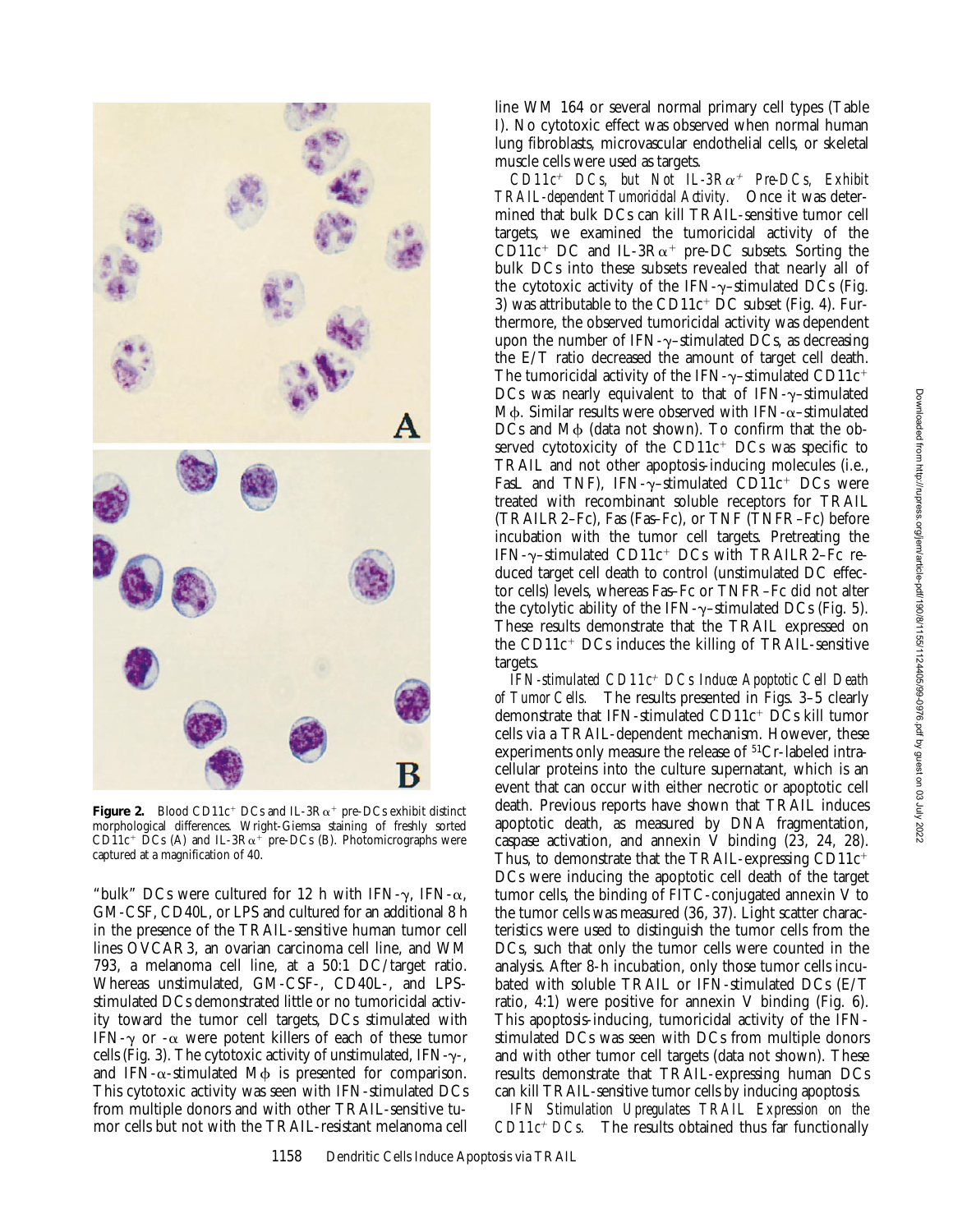**Figure 2.** Blood CD11c$^+$ DCs and IL-3R$\alpha^+$ pre-DCs exhibit distinct morphological differences. Wright-Giemsa staining of freshly sorted CD11c$^+$ DCs (A) and IL-3R$\alpha^+$ pre-DCs (B). Photomicrographs were captured at a magnification of 40.

"bulk" DCs were cultured for 12 h with IFN-$\gamma$, IFN-$\alpha$, GM-CSF, CD40L, or LPS and cultured for an additional 8 h in the presence of the TRAIL-sensitive human tumor cell lines OVCAR3, an ovarian carcinoma cell line, and WM 793, a melanoma cell line, at a 50:1 DC/target ratio. Whereas unstimulated, GM-CSF-, CD40L-, and LPS-stimulated DCs demonstrated little or no tumoricidal activity toward the tumor cell targets, DCs stimulated with IFN-$\gamma$ or -$\alpha$ were potent killers of each of these tumor cells (Fig. 3). The cytotoxic activity of unstimulated, IFN-$\gamma$-, and IFN-$\alpha$-stimulated M$\phi$ is presented for comparison. This cytotoxic activity was seen with IFN-stimulated DCs from multiple donors and with other TRAIL-sensitive tumor cells but not with the TRAIL-resistant melanoma cell line WM 164 or several normal primary cell types (Table I). No cytotoxic effect was observed when normal human lung fibroblasts, microvascular endothelial cells, or skeletal muscle cells were used as targets.

*CD11c$^+$ DCs, but Not IL-3R$\alpha^+$ Pre-DCs, Exhibit TRAIL-dependent Tumoricidal Activity.* Once it was determined that bulk DCs can kill TRAIL-sensitive tumor cell targets, we examined the tumoricidal activity of the CD11c$^+$ DC and IL-3R$\alpha^+$ pre-DC subsets. Sorting the bulk DCs into these subsets revealed that nearly all of the cytotoxic activity of the IFN-$\gamma$–stimulated DCs (Fig. 3) was attributable to the CD11c$^+$ DC subset (Fig. 4). Furthermore, the observed tumoricidal activity was dependent upon the number of IFN-$\gamma$–stimulated DCs, as decreasing the E/T ratio decreased the amount of target cell death. The tumoricidal activity of the IFN-$\gamma$–stimulated CD11c$^+$ DCs was nearly equivalent to that of IFN-$\gamma$–stimulated M$\phi$. Similar results were observed with IFN-$\alpha$–stimulated DCs and M$\phi$ (data not shown). To confirm that the observed cytotoxicity of the CD11c$^+$ DCs was specific to TRAIL and not other apoptosis-inducing molecules (i.e., FasL and TNF), IFN-$\gamma$–stimulated CD11c$^+$ DCs were treated with recombinant soluble receptors for TRAIL (TRAILR2–Fc), Fas (Fas–Fc), or TNF (TNFR–Fc) before incubation with the tumor cell targets. Pretreating the IFN-$\gamma$–stimulated CD11c$^+$ DCs with TRAILR2–Fc reduced target cell death to control (unstimulated DC effector cells) levels, whereas Fas–Fc or TNFR–Fc did not alter the cytolytic ability of the IFN-$\gamma$–stimulated DCs (Fig. 5). These results demonstrate that the TRAIL expressed on the CD11c$^+$ DCs induces the killing of TRAIL-sensitive targets.

*IFN-stimulated CD11c$^+$ DCs Induce Apoptotic Cell Death of Tumor Cells.* The results presented in Figs. 3–5 clearly demonstrate that IFN-stimulated CD11c$^+$ DCs kill tumor cells via a TRAIL-dependent mechanism. However, these experiments only measure the release of $^{51}$Cr-labeled intracellular proteins into the culture supernatant, which is an event that can occur with either necrotic or apoptotic cell death. Previous reports have shown that TRAIL induces apoptotic death, as measured by DNA fragmentation, caspase activation, and annexin V binding (23, 24, 28). Thus, to demonstrate that the TRAIL-expressing CD11c$^+$ DCs were inducing the apoptotic cell death of the target tumor cells, the binding of FITC-conjugated annexin V to the tumor cells was measured (36, 37). Light scatter characteristics were used to distinguish the tumor cells from the DCs, such that only the tumor cells were counted in the analysis. After 8-h incubation, only those tumor cells incubated with soluble TRAIL or IFN-stimulated DCs (E/T ratio, 4:1) were positive for annexin V binding (Fig. 6). This apoptosis-inducing, tumoricidal activity of the IFN-stimulated DCs was seen with DCs from multiple donors and with other tumor cell targets (data not shown). These results demonstrate that TRAIL-expressing human DCs can kill TRAIL-sensitive tumor cells by inducing apoptosis.

*IFN Stimulation Upregulates TRAIL Expression on the CD11c$^+$ DCs.* The results obtained thus far functionally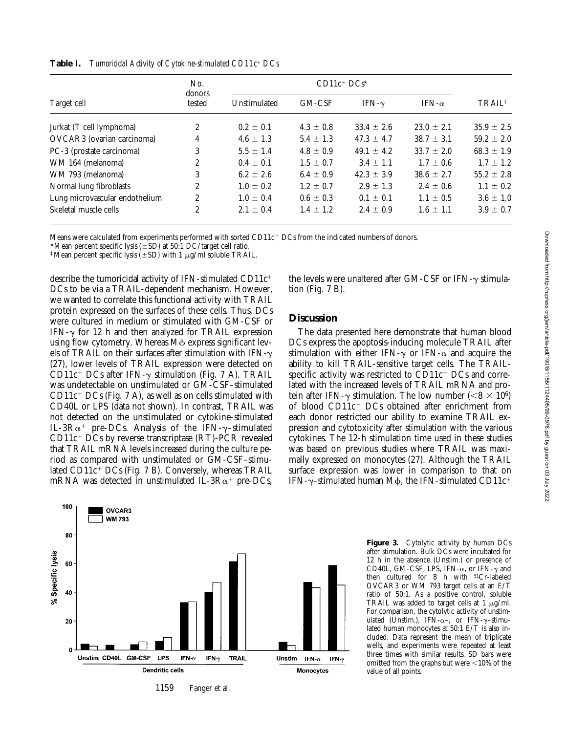**Table I.** *Tumoricidal Activity of Cytokine-stimulated CD11c$^{+}$ DCs*

| Target cell | No. donors tested | CD11c$^{+}$ DCs* | | | | TRAIL‡ |
|---|---|---|---|---|---|---|
| | | Unstimulated | GM-CSF | IFN-γ | IFN-α | |
| Jurkat (T cell lymphoma) | 2 | 0.2 ± 0.1 | 4.3 ± 0.8 | 33.4 ± 2.6 | 23.0 ± 2.1 | 35.9 ± 2.5 |
| OVCAR3 (ovarian carcinoma) | 4 | 4.6 ± 1.3 | 5.4 ± 1.3 | 47.3 ± 4.7 | 38.7 ± 3.1 | 59.2 ± 2.0 |
| PC-3 (prostate carcinoma) | 3 | 5.5 ± 1.4 | 4.8 ± 0.9 | 49.1 ± 4.2 | 33.7 ± 2.0 | 68.3 ± 1.9 |
| WM 164 (melanoma) | 2 | 0.4 ± 0.1 | 1.5 ± 0.7 | 3.4 ± 1.1 | 1.7 ± 0.6 | 1.7 ± 1.2 |
| WM 793 (melanoma) | 3 | 6.2 ± 2.6 | 6.4 ± 0.9 | 42.3 ± 3.9 | 38.6 ± 2.7 | 55.2 ± 2.8 |
| Normal lung fibroblasts | 2 | 1.0 ± 0.2 | 1.2 ± 0.7 | 2.9 ± 1.3 | 2.4 ± 0.6 | 1.1 ± 0.2 |
| Lung microvascular endothelium | 2 | 1.0 ± 0.4 | 0.6 ± 0.3 | 0.1 ± 0.1 | 1.1 ± 0.5 | 3.6 ± 1.0 |
| Skeletal muscle cells | 2 | 2.1 ± 0.4 | 1.4 ± 1.2 | 2.4 ± 0.9 | 1.6 ± 1.1 | 3.9 ± 0.7 |

Means were calculated from experiments performed with sorted CD11c$^{+}$ DCs from the indicated numbers of donors.

*Mean percent specific lysis (±SD) at 50:1 DC/target cell ratio.

‡Mean percent specific lysis (±SD) with 1 μg/ml soluble TRAIL.

describe the tumoricidal activity of IFN-stimulated CD11c$^{+}$ DCs to be via a TRAIL-dependent mechanism. However, we wanted to correlate this functional activity with TRAIL protein expressed on the surfaces of these cells. Thus, DCs were cultured in medium or stimulated with GM-CSF or IFN-γ for 12 h and then analyzed for TRAIL expression using flow cytometry. Whereas Mφ express significant levels of TRAIL on their surfaces after stimulation with IFN-γ (27), lower levels of TRAIL expression were detected on CD11c$^{+}$ DCs after IFN-γ stimulation (Fig. 7 A). TRAIL was undetectable on unstimulated or GM-CSF–stimulated CD11c$^{+}$ DCs (Fig. 7 A), as well as on cells stimulated with CD40L or LPS (data not shown). In contrast, TRAIL was not detected on the unstimulated or cytokine-stimulated IL-3Rα$^{+}$ pre-DCs. Analysis of the IFN-γ–stimulated CD11c$^{+}$ DCs by reverse transcriptase (RT)-PCR revealed that TRAIL mRNA levels increased during the culture period as compared with unstimulated or GM-CSF–stimulated CD11c$^{+}$ DCs (Fig. 7 B). Conversely, whereas TRAIL mRNA was detected in unstimulated IL-3Rα$^{+}$ pre-DCs, the levels were unaltered after GM-CSF or IFN-γ stimulation (Fig. 7 B).

## Discussion

The data presented here demonstrate that human blood DCs express the apoptosis-inducing molecule TRAIL after stimulation with either IFN-γ or IFN-α and acquire the ability to kill TRAIL-sensitive target cells. The TRAIL-specific activity was restricted to CD11c$^{+}$ DCs and correlated with the increased levels of TRAIL mRNA and protein after IFN-γ stimulation. The low number ($<8 \times 10^{6}$) of blood CD11c$^{+}$ DCs obtained after enrichment from each donor restricted our ability to examine TRAIL expression and cytotoxicity after stimulation with the various cytokines. The 12-h stimulation time used in these studies was based on previous studies where TRAIL was maximally expressed on monocytes (27). Although the TRAIL surface expression was lower in comparison to that on IFN-γ–stimulated human Mφ, the IFN-stimulated CD11c$^{+}$

**Figure 3.** Cytolytic activity by human DCs after stimulation. Bulk DCs were incubated for 12 h in the absence (Unstim.) or presence of CD40L, GM-CSF, LPS, IFN-α, or IFN-γ and then cultured for 8 h with $^{51}$Cr-labeled OVCAR3 or WM 793 target cells at an E/T ratio of 50:1. As a positive control, soluble TRAIL was added to target cells at 1 μg/ml. For comparison, the cytolytic activity of unstimulated (Unstim.), IFN-α–, or IFN-γ–stimulated human monocytes at 50:1 E/T is also included. Data represent the mean of triplicate wells, and experiments were repeated at least three times with similar results. SD bars were omitted from the graphs but were <10% of the value of all points.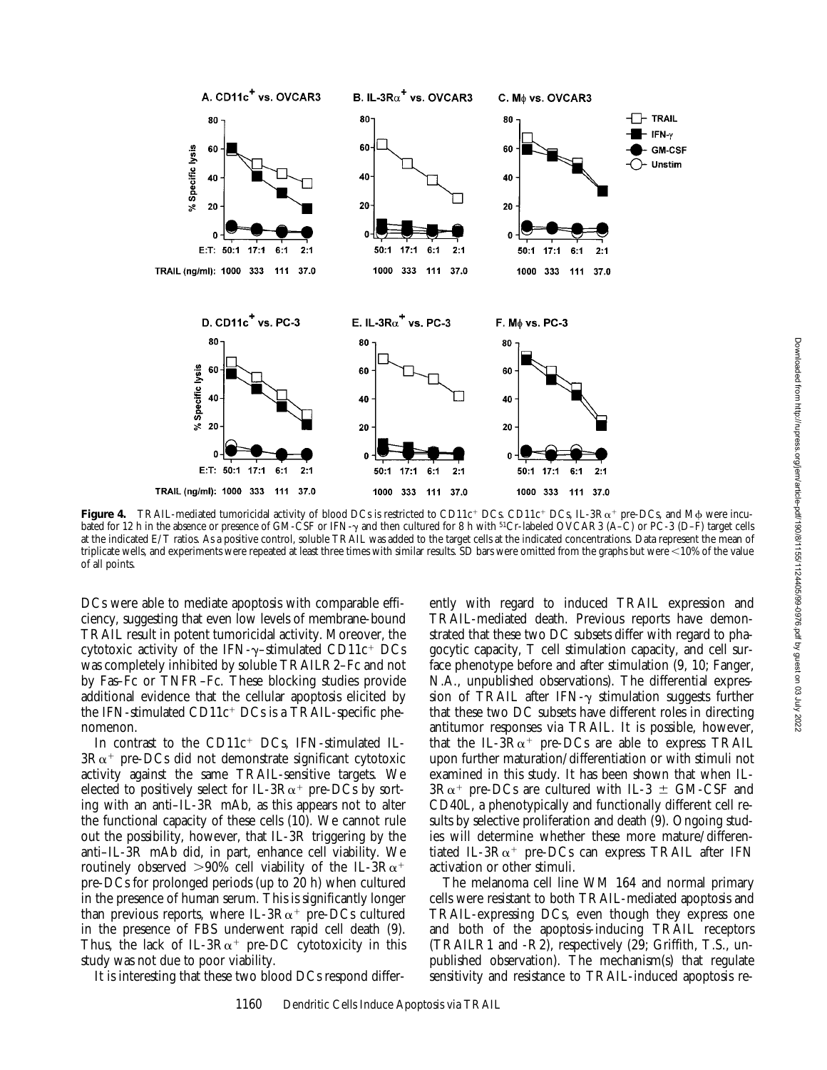**Figure 4.** TRAIL-mediated tumoricidal activity of blood DCs is restricted to CD11c+ DCs. CD11c+ DCs, IL-3Rα+ pre-DCs, and Mφ were incubated for 12 h in the absence or presence of GM-CSF or IFN-γ and then cultured for 8 h with $^{51}$Cr-labeled OVCAR3 (A–C) or PC-3 (D–F) target cells at the indicated E/T ratios. As a positive control, soluble TRAIL was added to the target cells at the indicated concentrations. Data represent the mean of triplicate wells, and experiments were repeated at least three times with similar results. SD bars were omitted from the graphs but were <10% of the value of all points.

DCs were able to mediate apoptosis with comparable efficiency, suggesting that even low levels of membrane-bound TRAIL result in potent tumoricidal activity. Moreover, the cytotoxic activity of the IFN-γ–stimulated CD11c+ DCs was completely inhibited by soluble TRAILR2–Fc and not by Fas–Fc or TNFR–Fc. These blocking studies provide additional evidence that the cellular apoptosis elicited by the IFN-stimulated CD11c+ DCs is a TRAIL-specific phenomenon.

In contrast to the CD11c+ DCs, IFN-stimulated IL-3Rα+ pre-DCs did not demonstrate significant cytotoxic activity against the same TRAIL-sensitive targets. We elected to positively select for IL-3Rα+ pre-DCs by sorting with an anti–IL-3R mAb, as this appears not to alter the functional capacity of these cells (10). We cannot rule out the possibility, however, that IL-3R triggering by the anti–IL-3R mAb did, in part, enhance cell viability. We routinely observed >90% cell viability of the IL-3Rα+ pre-DCs for prolonged periods (up to 20 h) when cultured in the presence of human serum. This is significantly longer than previous reports, where IL-3Rα+ pre-DCs cultured in the presence of FBS underwent rapid cell death (9). Thus, the lack of IL-3Rα+ pre-DC cytotoxicity in this study was not due to poor viability.

It is interesting that these two blood DCs respond differently with regard to induced TRAIL expression and TRAIL-mediated death. Previous reports have demonstrated that these two DC subsets differ with regard to phagocytic capacity, T cell stimulation capacity, and cell surface phenotype before and after stimulation (9, 10; Fanger, N.A., unpublished observations). The differential expression of TRAIL after IFN-γ stimulation suggests further that these two DC subsets have different roles in directing antitumor responses via TRAIL. It is possible, however, that the IL-3Rα+ pre-DCs are able to express TRAIL upon further maturation/differentiation or with stimuli not examined in this study. It has been shown that when IL-3Rα+ pre-DCs are cultured with IL-3 ± GM-CSF and CD40L, a phenotypically and functionally different cell results by selective proliferation and death (9). Ongoing studies will determine whether these more mature/differentiated IL-3Rα+ pre-DCs can express TRAIL after IFN activation or other stimuli.

The melanoma cell line WM 164 and normal primary cells were resistant to both TRAIL-mediated apoptosis and TRAIL-expressing DCs, even though they express one and both of the apoptosis-inducing TRAIL receptors (TRAILR1 and -R2), respectively (29; Griffith, T.S., unpublished observation). The mechanism(s) that regulate sensitivity and resistance to TRAIL-induced apoptosis re-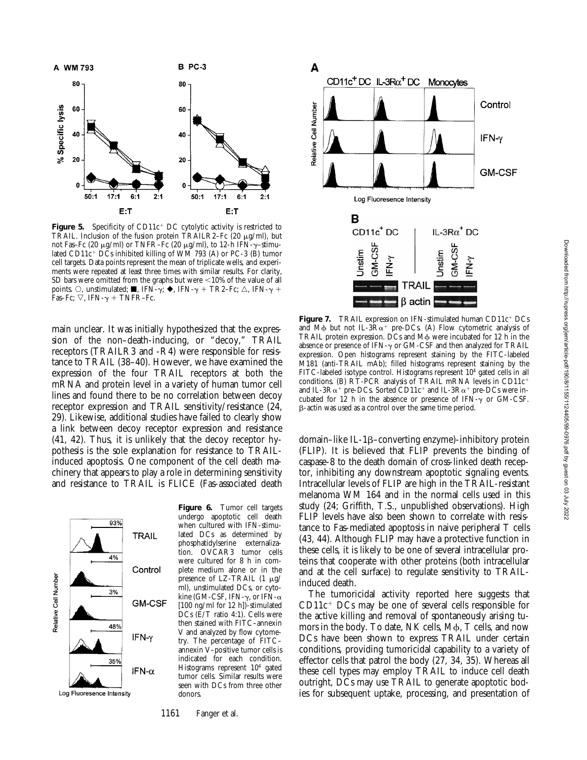**Figure 5.** Specificity of CD11c$^+$ DC cytolytic activity is restricted to TRAIL. Inclusion of the fusion protein TRAILR2–Fc (20 μg/ml), but not Fas–Fc (20 μg/ml) or TNFR–Fc (20 μg/ml), to 12-h IFN-γ–stimulated CD11c$^+$ DCs inhibited killing of WM 793 (A) or PC-3 (B) tumor cell targets. Data points represent the mean of triplicate wells, and experiments were repeated at least three times with similar results. For clarity, SD bars were omitted from the graphs but were <10% of the value of all points. ○, unstimulated; ■, IFN-γ; ◆, IFN-γ + TR2–Fc; △, IFN-γ + Fas–Fc; ▽, IFN-γ + TNFR–Fc.

main unclear. It was initially hypothesized that the expression of the non–death-inducing, or "decoy," TRAIL receptors (TRAILR3 and -R4) were responsible for resistance to TRAIL (38–40). However, we have examined the expression of the four TRAIL receptors at both the mRNA and protein level in a variety of human tumor cell lines and found there to be no correlation between decoy receptor expression and TRAIL sensitivity/resistance (24, 29). Likewise, additional studies have failed to clearly show a link between decoy receptor expression and resistance (41, 42). Thus, it is unlikely that the decoy receptor hypothesis is the sole explanation for resistance to TRAIL-induced apoptosis. One component of the cell death machinery that appears to play a role in determining sensitivity and resistance to TRAIL is FLICE (Fas-associated death domain–like IL-1β–converting enzyme)-inhibitory protein (FLIP). It is believed that FLIP prevents the binding of caspase-8 to the death domain of cross-linked death receptor, inhibiting any downstream apoptotic signaling events. Intracellular levels of FLIP are high in the TRAIL-resistant melanoma WM 164 and in the normal cells used in this study (24; Griffith, T.S., unpublished observations). High FLIP levels have also been shown to correlate with resistance to Fas-mediated apoptosis in naive peripheral T cells (43, 44). Although FLIP may have a protective function in these cells, it is likely to be one of several intracellular proteins that cooperate with other proteins (both intracellular and at the cell surface) to regulate sensitivity to TRAIL-induced death.

**Figure 6.** Tumor cell targets undergo apoptotic cell death when cultured with IFN-stimulated DCs as determined by phosphatidylserine externalization. OVCAR3 tumor cells were cultured for 8 h in complete medium alone or in the presence of LZ-TRAIL (1 μg/ml), unstimulated DCs, or cytokine (GM-CSF, IFN-γ, or IFN-α [100 ng/ml for 12 h])-stimulated DCs (E/T ratio 4:1). Cells were then stained with FITC–annexin V and analyzed by flow cytometry. The percentage of FITC–annexin V–positive tumor cells is indicated for each condition. Histograms represent $10^4$ gated tumor cells. Similar results were seen with DCs from three other donors.

**Figure 7.** TRAIL expression on IFN-stimulated human CD11c$^+$ DCs and Mϕ but not IL-3Rα$^+$ pre-DCs. (A) Flow cytometric analysis of TRAIL protein expression. DCs and Mϕ were incubated for 12 h in the absence or presence of IFN-γ or GM-CSF and then analyzed for TRAIL expression. Open histograms represent staining by the FITC-labeled M181 (anti-TRAIL mAb); filled histograms represent staining by the FITC-labeled isotype control. Histograms represent $10^4$ gated cells in all conditions. (B) RT-PCR analysis of TRAIL mRNA levels in CD11c$^+$ and IL-3Rα$^+$ pre-DCs. Sorted CD11c$^+$ and IL-3Rα$^+$ pre-DCs were incubated for 12 h in the absence or presence of IFN-γ or GM-CSF. β-actin was used as a control over the same time period.

The tumoricidal activity reported here suggests that CD11c$^+$ DCs may be one of several cells responsible for the active killing and removal of spontaneously arising tumors in the body. To date, NK cells, Mϕ, T cells, and now DCs have been shown to express TRAIL under certain conditions, providing tumoricidal capability to a variety of effector cells that patrol the body (27, 34, 35). Whereas all these cell types may employ TRAIL to induce cell death outright, DCs may use TRAIL to generate apoptotic bodies for subsequent uptake, processing, and presentation of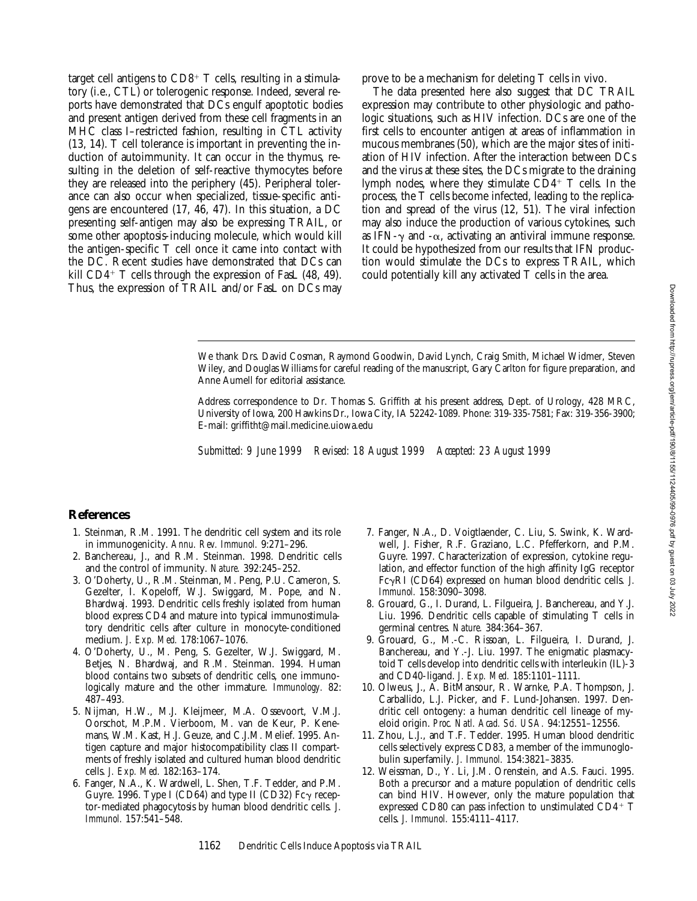target cell antigens to $CD8^+$ T cells, resulting in a stimulatory (i.e., CTL) or tolerogenic response. Indeed, several reports have demonstrated that DCs engulf apoptotic bodies and present antigen derived from these cell fragments in an MHC class I–restricted fashion, resulting in CTL activity (13, 14). T cell tolerance is important in preventing the induction of autoimmunity. It can occur in the thymus, resulting in the deletion of self-reactive thymocytes before they are released into the periphery (45). Peripheral tolerance can also occur when specialized, tissue-specific antigens are encountered (17, 46, 47). In this situation, a DC presenting self-antigen may also be expressing TRAIL, or some other apoptosis-inducing molecule, which would kill the antigen-specific T cell once it came into contact with the DC. Recent studies have demonstrated that DCs can kill $CD4^+$ T cells through the expression of FasL (48, 49). Thus, the expression of TRAIL and/or FasL on DCs may prove to be a mechanism for deleting T cells in vivo.

The data presented here also suggest that DC TRAIL expression may contribute to other physiologic and pathologic situations, such as HIV infection. DCs are one of the first cells to encounter antigen at areas of inflammation in mucous membranes (50), which are the major sites of initiation of HIV infection. After the interaction between DCs and the virus at these sites, the DCs migrate to the draining lymph nodes, where they stimulate $CD4^+$ T cells. In the process, the T cells become infected, leading to the replication and spread of the virus (12, 51). The viral infection may also induce the production of various cytokines, such as IFN-$\gamma$ and -$\alpha$, activating an antiviral immune response. It could be hypothesized from our results that IFN production would stimulate the DCs to express TRAIL, which could potentially kill any activated T cells in the area.

We thank Drs. David Cosman, Raymond Goodwin, David Lynch, Craig Smith, Michael Widmer, Steven Wiley, and Douglas Williams for careful reading of the manuscript, Gary Carlton for figure preparation, and Anne Aumell for editorial assistance.

Address correspondence to Dr. Thomas S. Griffith at his present address, Dept. of Urology, 428 MRC, University of Iowa, 200 Hawkins Dr., Iowa City, IA 52242-1089. Phone: 319-335-7581; Fax: 319-356-3900; E-mail: griffitht@mail.medicine.uiowa.edu

*Submitted: 9 June 1999 Revised: 18 August 1999 Accepted: 23 August 1999*

## References

1. Steinman, R.M. 1991. The dendritic cell system and its role in immunogenicity. *Annu. Rev. Immunol.* 9:271–296.
2. Banchereau, J., and R.M. Steinman. 1998. Dendritic cells and the control of immunity. *Nature.* 392:245–252.
3. O'Doherty, U., R.M. Steinman, M. Peng, P.U. Cameron, S. Gezelter, I. Kopeloff, W.J. Swiggard, M. Pope, and N. Bhardwaj. 1993. Dendritic cells freshly isolated from human blood express CD4 and mature into typical immunostimulatory dendritic cells after culture in monocyte-conditioned medium. *J. Exp. Med.* 178:1067–1076.
4. O'Doherty, U., M. Peng, S. Gezelter, W.J. Swiggard, M. Betjes, N. Bhardwaj, and R.M. Steinman. 1994. Human blood contains two subsets of dendritic cells, one immunologically mature and the other immature. *Immunology.* 82: 487–493.
5. Nijman, H.W., M.J. Kleijmeer, M.A. Ossevoort, V.M.J. Oorschot, M.P.M. Vierboom, M. van de Keur, P. Kenemans, W.M. Kast, H.J. Geuze, and C.J.M. Melief. 1995. Antigen capture and major histocompatibility class II compartments of freshly isolated and cultured human blood dendritic cells. *J. Exp. Med.* 182:163–174.
6. Fanger, N.A., K. Wardwell, L. Shen, T.F. Tedder, and P.M. Guyre. 1996. Type I (CD64) and type II (CD32) Fc$\gamma$ receptor-mediated phagocytosis by human blood dendritic cells. *J. Immunol.* 157:541–548.
7. Fanger, N.A., D. Voigtlaender, C. Liu, S. Swink, K. Wardwell, J. Fisher, R.F. Graziano, L.C. Pfefferkorn, and P.M. Guyre. 1997. Characterization of expression, cytokine regulation, and effector function of the high affinity IgG receptor Fc$\gamma$RI (CD64) expressed on human blood dendritic cells. *J. Immunol.* 158:3090–3098.
8. Grouard, G., I. Durand, L. Filgueira, J. Banchereau, and Y.J. Liu. 1996. Dendritic cells capable of stimulating T cells in germinal centres. *Nature.* 384:364–367.
9. Grouard, G., M.-C. Rissoan, L. Filgueira, I. Durand, J. Banchereau, and Y.-J. Liu. 1997. The enigmatic plasmacytoid T cells develop into dendritic cells with interleukin (IL)-3 and CD40-ligand. *J. Exp. Med.* 185:1101–1111.
10. Olweus, J., A. BitMansour, R. Warnke, P.A. Thompson, J. Carballido, L.J. Picker, and F. Lund-Johansen. 1997. Dendritic cell ontogeny: a human dendritic cell lineage of myeloid origin. *Proc. Natl. Acad. Sci. USA.* 94:12551–12556.
11. Zhou, L.J., and T.F. Tedder. 1995. Human blood dendritic cells selectively express CD83, a member of the immunoglobulin superfamily. *J. Immunol.* 154:3821–3835.
12. Weissman, D., Y. Li, J.M. Orenstein, and A.S. Fauci. 1995. Both a precursor and a mature population of dendritic cells can bind HIV. However, only the mature population that expressed CD80 can pass infection to unstimulated $CD4^+$ T cells. *J. Immunol.* 155:4111–4117.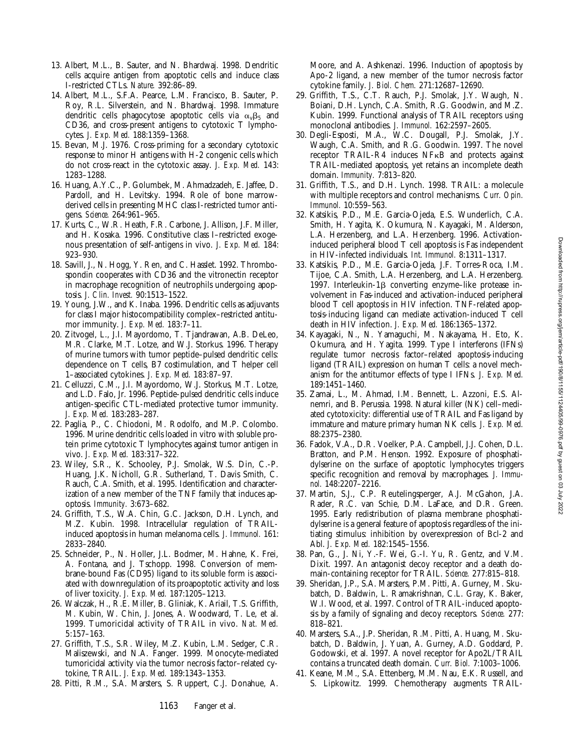13. Albert, M.L., B. Sauter, and N. Bhardwaj. 1998. Dendritic cells acquire antigen from apoptotic cells and induce class I-restricted CTLs. *Nature.* 392:86–89.
14. Albert, M.L., S.F.A. Pearce, L.M. Francisco, B. Sauter, P. Roy, R.L. Silverstein, and N. Bhardwaj. 1998. Immature dendritic cells phagocytose apoptotic cells via $\alpha_v\beta_5$ and CD36, and cross-present antigens to cytotoxic T lymphocytes. *J. Exp. Med.* 188:1359–1368.
15. Bevan, M.J. 1976. Cross-priming for a secondary cytotoxic response to minor H antigens with H-2 congenic cells which do not cross-react in the cytotoxic assay. *J. Exp. Med.* 143: 1283–1288.
16. Huang, A.Y.C., P. Golumbek, M. Ahmadzadeh, E. Jaffee, D. Pardoll, and H. Levitsky. 1994. Role of bone marrow-derived cells in presenting MHC class I-restricted tumor antigens. *Science.* 264:961–965.
17. Kurts, C., W.R. Heath, F.R. Carbone, J. Allison, J.F. Miller, and H. Kosaka. 1996. Constitutive class I–restricted exogenous presentation of self-antigens in vivo. *J. Exp. Med.* 184: 923–930.
18. Savill, J., N. Hogg, Y. Ren, and C. Hasslet. 1992. Thrombospondin cooperates with CD36 and the vitronectin receptor in macrophage recognition of neutrophils undergoing apoptosis. *J. Clin. Invest.* 90:1513–1522.
19. Young, J.W., and K. Inaba. 1996. Dendritic cells as adjuvants for class I major histocompatibility complex–restricted antitumor immunity. *J. Exp. Med.* 183:7–11.
20. Zitvogel, L., J.I. Mayordomo, T. Tjandrawan, A.B. DeLeo, M.R. Clarke, M.T. Lotze, and W.J. Storkus. 1996. Therapy of murine tumors with tumor peptide–pulsed dendritic cells: dependence on T cells, B7 costimulation, and T helper cell 1–associated cytokines. *J. Exp. Med.* 183:87–97.
21. Celluzzi, C.M., J.I. Mayordomo, W.J. Storkus, M.T. Lotze, and L.D. Falo, Jr. 1996. Peptide-pulsed dendritic cells induce antigen-specific CTL-mediated protective tumor immunity. *J. Exp. Med.* 183:283–287.
22. Paglia, P., C. Chiodoni, M. Rodolfo, and M.P. Colombo. 1996. Murine dendritic cells loaded in vitro with soluble protein prime cytotoxic T lymphocytes against tumor antigen in vivo. *J. Exp. Med.* 183:317–322.
23. Wiley, S.R., K. Schooley, P.J. Smolak, W.S. Din, C.-P. Huang, J.K. Nicholl, G.R. Sutherland, T. Davis Smith, C. Rauch, C.A. Smith, et al. 1995. Identification and characterization of a new member of the TNF family that induces apoptosis. *Immunity.* 3:673–682.
24. Griffith, T.S., W.A. Chin, G.C. Jackson, D.H. Lynch, and M.Z. Kubin. 1998. Intracellular regulation of TRAIL-induced apoptosis in human melanoma cells. *J. Immunol.* 161: 2833–2840.
25. Schneider, P., N. Holler, J.L. Bodmer, M. Hahne, K. Frei, A. Fontana, and J. Tschopp. 1998. Conversion of membrane-bound Fas (CD95) ligand to its soluble form is associated with downregulation of its proapoptotic activity and loss of liver toxicity. *J. Exp. Med.* 187:1205–1213.
26. Walczak, H., R.E. Miller, B. Gliniak, K. Ariail, T.S. Griffith, M. Kubin, W. Chin, J. Jones, A. Woodward, T. Le, et al. 1999. Tumoricidal activity of TRAIL in vivo. *Nat. Med.* 5:157–163.
27. Griffith, T.S., S.R. Wiley, M.Z. Kubin, L.M. Sedger, C.R. Maliszewski, and N.A. Fanger. 1999. Monocyte-mediated tumoricidal activity via the tumor necrosis factor–related cytokine, TRAIL. *J. Exp. Med.* 189:1343–1353.
28. Pitti, R.M., S.A. Marsters, S. Ruppert, C.J. Donahue, A. Moore, and A. Ashkenazi. 1996. Induction of apoptosis by Apo-2 ligand, a new member of the tumor necrosis factor cytokine family. *J. Biol. Chem.* 271:12687–12690.
29. Griffith, T.S., C.T. Rauch, P.J. Smolak, J.Y. Waugh, N. Boiani, D.H. Lynch, C.A. Smith, R.G. Goodwin, and M.Z. Kubin. 1999. Functional analysis of TRAIL receptors using monoclonal antibodies. *J. Immunol.* 162:2597–2605.
30. Degli-Esposti, M.A., W.C. Dougall, P.J. Smolak, J.Y. Waugh, C.A. Smith, and R.G. Goodwin. 1997. The novel receptor TRAIL-R4 induces NF$\kappa$B and protects against TRAIL-mediated apoptosis, yet retains an incomplete death domain. *Immunity.* 7:813–820.
31. Griffith, T.S., and D.H. Lynch. 1998. TRAIL: a molecule with multiple receptors and control mechanisms. *Curr. Opin. Immunol.* 10:559–563.
32. Katsikis, P.D., M.E. Garcia-Ojeda, E.S. Wunderlich, C.A. Smith, H. Yagita, K. Okumura, N. Kayagaki, M. Alderson, L.A. Herzenberg, and L.A. Herzenberg. 1996. Activation-induced peripheral blood T cell apoptosis is Fas independent in HIV-infected individuals. *Int. Immunol.* 8:1311–1317.
33. Katsikis, P.D., M.E. Garcia-Ojeda, J.F. Torres-Roca, I.M. Tijoe, C.A. Smith, L.A. Herzenberg, and L.A. Herzenberg. 1997. Interleukin-1$\beta$ converting enzyme–like protease involvement in Fas-induced and activation-induced peripheral blood T cell apoptosis in HIV infection. TNF-related apoptosis-inducing ligand can mediate activation-induced T cell death in HIV infection. *J. Exp. Med.* 186:1365–1372.
34. Kayagaki, N., N. Yamaguchi, M. Nakayama, H. Eto, K. Okumura, and H. Yagita. 1999. Type I interferons (IFNs) regulate tumor necrosis factor–related apoptosis-inducing ligand (TRAIL) expression on human T cells: a novel mechanism for the antitumor effects of type I IFNs. *J. Exp. Med.* 189:1451–1460.
35. Zamai, L., M. Ahmad, I.M. Bennett, L. Azzoni, E.S. Alnemri, and B. Perussia. 1998. Natural killer (NK) cell–mediated cytotoxicity: differential use of TRAIL and Fas ligand by immature and mature primary human NK cells. *J. Exp. Med.* 88:2375–2380.
36. Fadok, V.A., D.R. Voelker, P.A. Campbell, J.J. Cohen, D.L. Bratton, and P.M. Henson. 1992. Exposure of phosphatidylserine on the surface of apoptotic lymphocytes triggers specific recognition and removal by macrophages. *J. Immunol.* 148:2207–2216.
37. Martin, S.J., C.P. Reutelingsperger, A.J. McGahon, J.A. Rader, R.C. van Schie, D.M. LaFace, and D.R. Green. 1995. Early redistribution of plasma membrane phosphatidylserine is a general feature of apoptosis regardless of the initiating stimulus: inhibition by overexpression of Bcl-2 and Abl. *J. Exp. Med.* 182:1545–1556.
38. Pan, G., J. Ni, Y.-F. Wei, G.-I. Yu, R. Gentz, and V.M. Dixit. 1997. An antagonist decoy receptor and a death domain-containing receptor for TRAIL. *Science.* 277:815–818.
39. Sheridan, J.P., S.A. Marsters, P.M. Pitti, A. Gurney, M. Skubatch, D. Baldwin, L. Ramakrishnan, C.L. Gray, K. Baker, W.I. Wood, et al. 1997. Control of TRAIL-induced apoptosis by a family of signaling and decoy receptors. *Science.* 277: 818–821.
40. Marsters, S.A., J.P. Sheridan, R.M. Pitti, A. Huang, M. Skubatch, D. Baldwin, J. Yuan, A. Gurney, A.D. Goddard, P. Godowski, et al. 1997. A novel receptor for Apo2L/TRAIL contains a truncated death domain. *Curr. Biol.* 7:1003–1006.
41. Keane, M.M., S.A. Ettenberg, M.M. Nau, E.K. Russell, and S. Lipkowitz. 1999. Chemotherapy augments TRAIL-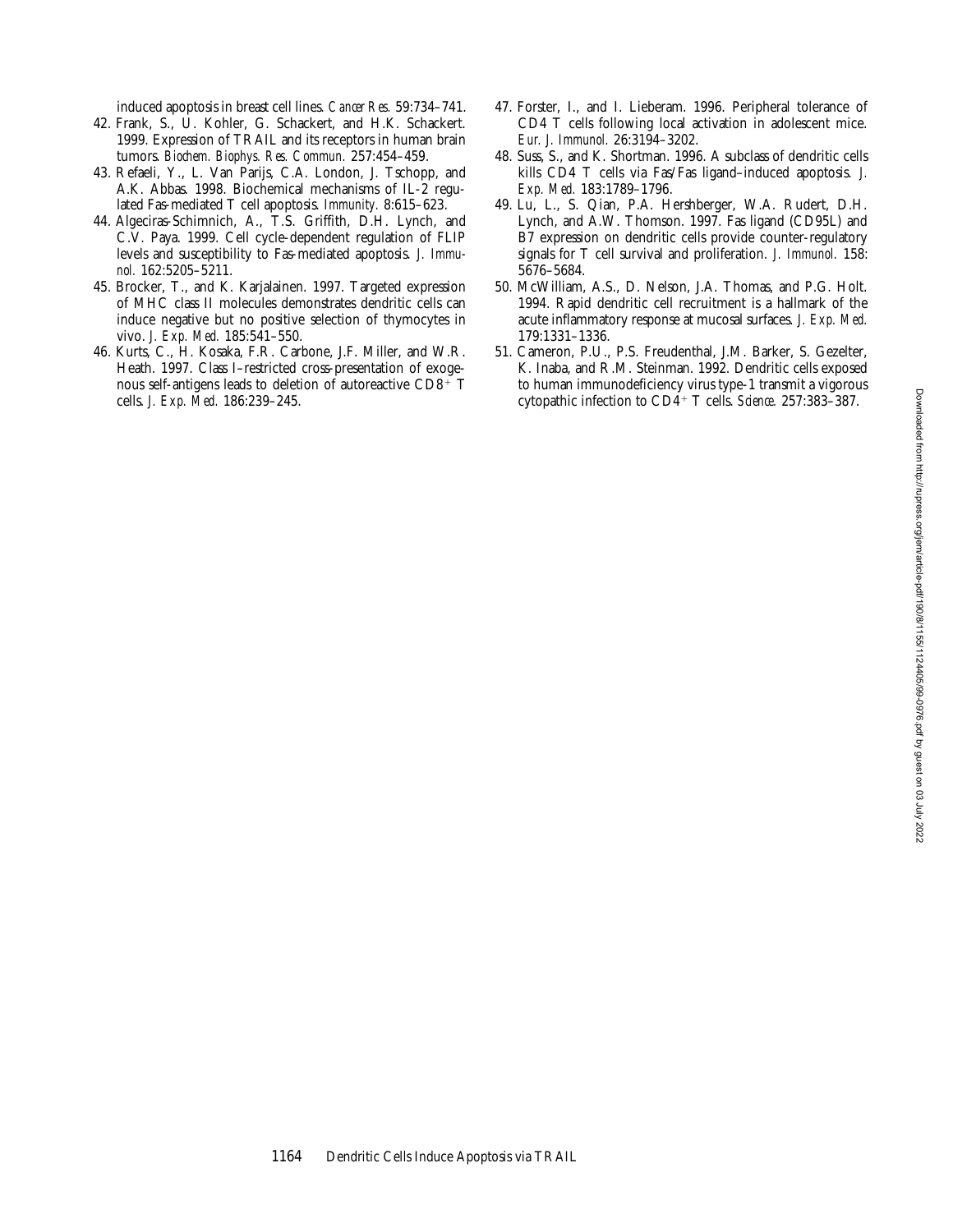induced apoptosis in breast cell lines. *Cancer Res.* 59:734–741.

42. Frank, S., U. Kohler, G. Schackert, and H.K. Schackert. 1999. Expression of TRAIL and its receptors in human brain tumors. *Biochem. Biophys. Res. Commun.* 257:454–459.
43. Refaeli, Y., L. Van Parijs, C.A. London, J. Tschopp, and A.K. Abbas. 1998. Biochemical mechanisms of IL-2 regulated Fas-mediated T cell apoptosis. *Immunity.* 8:615–623.
44. Algeciras-Schimnich, A., T.S. Griffith, D.H. Lynch, and C.V. Paya. 1999. Cell cycle-dependent regulation of FLIP levels and susceptibility to Fas-mediated apoptosis. *J. Immunol.* 162:5205–5211.
45. Brocker, T., and K. Karjalainen. 1997. Targeted expression of MHC class II molecules demonstrates dendritic cells can induce negative but no positive selection of thymocytes in vivo. *J. Exp. Med.* 185:541–550.
46. Kurts, C., H. Kosaka, F.R. Carbone, J.F. Miller, and W.R. Heath. 1997. Class I–restricted cross-presentation of exogenous self-antigens leads to deletion of autoreactive $CD8^+$ T cells. *J. Exp. Med.* 186:239–245.
47. Forster, I., and I. Lieberam. 1996. Peripheral tolerance of CD4 T cells following local activation in adolescent mice. *Eur. J. Immunol.* 26:3194–3202.
48. Suss, S., and K. Shortman. 1996. A subclass of dendritic cells kills CD4 T cells via Fas/Fas ligand–induced apoptosis. *J. Exp. Med.* 183:1789–1796.
49. Lu, L., S. Qian, P.A. Hershberger, W.A. Rudert, D.H. Lynch, and A.W. Thomson. 1997. Fas ligand (CD95L) and B7 expression on dendritic cells provide counter-regulatory signals for T cell survival and proliferation. *J. Immunol.* 158: 5676–5684.
50. McWilliam, A.S., D. Nelson, J.A. Thomas, and P.G. Holt. 1994. Rapid dendritic cell recruitment is a hallmark of the acute inflammatory response at mucosal surfaces. *J. Exp. Med.* 179:1331–1336.
51. Cameron, P.U., P.S. Freudenthal, J.M. Barker, S. Gezelter, K. Inaba, and R.M. Steinman. 1992. Dendritic cells exposed to human immunodeficiency virus type-1 transmit a vigorous cytopathic infection to $CD4^+$ T cells. *Science.* 257:383–387.